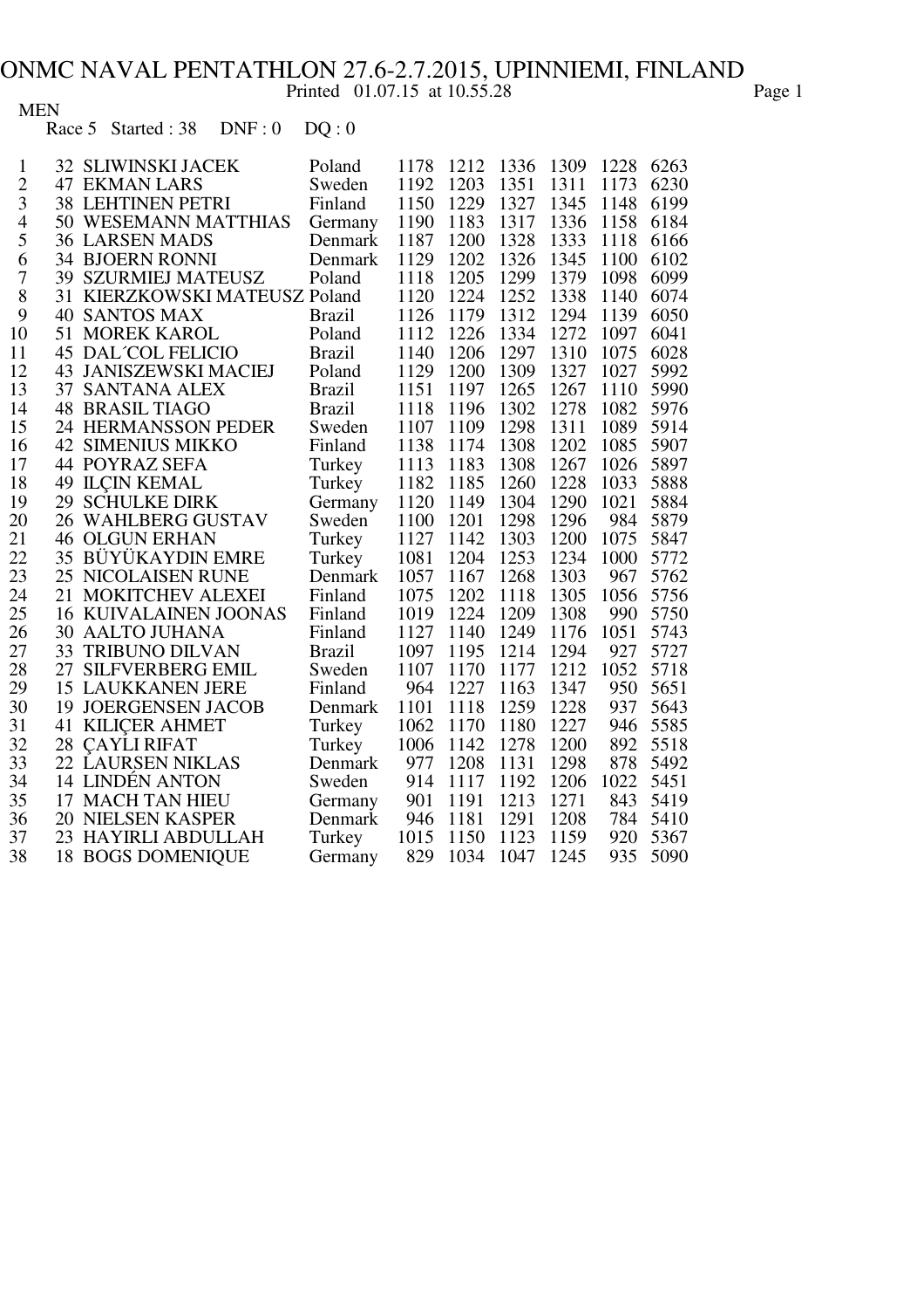# ONMC NAVAL PENTATHLON 27.6-2.7.2015, UPINNIEMI, FINLAND

Printed 01.07.15 at 10.55.28

MEN

Race 5 Started : 38 DNF : 0 DQ : 0

| | | | | | | | | | |
|---|---|---|---|---|---|---|---|---|---|
| 1 | 32 | SLIWINSKI JACEK | Poland | 1178 | 1212 | 1336 | 1309 | 1228 | 6263 |
| 2 | 47 | EKMAN LARS | Sweden | 1192 | 1203 | 1351 | 1311 | 1173 | 6230 |
| 3 | 38 | LEHTINEN PETRI | Finland | 1150 | 1229 | 1327 | 1345 | 1148 | 6199 |
| 4 | 50 | WESEMANN MATTHIAS | Germany | 1190 | 1183 | 1317 | 1336 | 1158 | 6184 |
| 5 | 36 | LARSEN MADS | Denmark | 1187 | 1200 | 1328 | 1333 | 1118 | 6166 |
| 6 | 34 | BJOERN RONNI | Denmark | 1129 | 1202 | 1326 | 1345 | 1100 | 6102 |
| 7 | 39 | SZURMIEJ MATEUSZ | Poland | 1118 | 1205 | 1299 | 1379 | 1098 | 6099 |
| 8 | 31 | KIERZKOWSKI MATEUSZ | Poland | 1120 | 1224 | 1252 | 1338 | 1140 | 6074 |
| 9 | 40 | SANTOS MAX | Brazil | 1126 | 1179 | 1312 | 1294 | 1139 | 6050 |
| 10 | 51 | MOREK KAROL | Poland | 1112 | 1226 | 1334 | 1272 | 1097 | 6041 |
| 11 | 45 | DAL´COL FELICIO | Brazil | 1140 | 1206 | 1297 | 1310 | 1075 | 6028 |
| 12 | 43 | JANISZEWSKI MACIEJ | Poland | 1129 | 1200 | 1309 | 1327 | 1027 | 5992 |
| 13 | 37 | SANTANA ALEX | Brazil | 1151 | 1197 | 1265 | 1267 | 1110 | 5990 |
| 14 | 48 | BRASIL TIAGO | Brazil | 1118 | 1196 | 1302 | 1278 | 1082 | 5976 |
| 15 | 24 | HERMANSSON PEDER | Sweden | 1107 | 1109 | 1298 | 1311 | 1089 | 5914 |
| 16 | 42 | SIMENIUS MIKKO | Finland | 1138 | 1174 | 1308 | 1202 | 1085 | 5907 |
| 17 | 44 | POYRAZ SEFA | Turkey | 1113 | 1183 | 1308 | 1267 | 1026 | 5897 |
| 18 | 49 | ILÇIN KEMAL | Turkey | 1182 | 1185 | 1260 | 1228 | 1033 | 5888 |
| 19 | 29 | SCHULKE DIRK | Germany | 1120 | 1149 | 1304 | 1290 | 1021 | 5884 |
| 20 | 26 | WAHLBERG GUSTAV | Sweden | 1100 | 1201 | 1298 | 1296 | 984 | 5879 |
| 21 | 46 | OLGUN ERHAN | Turkey | 1127 | 1142 | 1303 | 1200 | 1075 | 5847 |
| 22 | 35 | BÜYÜKAYDIN EMRE | Turkey | 1081 | 1204 | 1253 | 1234 | 1000 | 5772 |
| 23 | 25 | NICOLAISEN RUNE | Denmark | 1057 | 1167 | 1268 | 1303 | 967 | 5762 |
| 24 | 21 | MOKITCHEV ALEXEI | Finland | 1075 | 1202 | 1118 | 1305 | 1056 | 5756 |
| 25 | 16 | KUIVALAINEN JOONAS | Finland | 1019 | 1224 | 1209 | 1308 | 990 | 5750 |
| 26 | 30 | AALTO JUHANA | Finland | 1127 | 1140 | 1249 | 1176 | 1051 | 5743 |
| 27 | 33 | TRIBUNO DILVAN | Brazil | 1097 | 1195 | 1214 | 1294 | 927 | 5727 |
| 28 | 27 | SILFVERBERG EMIL | Sweden | 1107 | 1170 | 1177 | 1212 | 1052 | 5718 |
| 29 | 15 | LAUKKANEN JERE | Finland | 964 | 1227 | 1163 | 1347 | 950 | 5651 |
| 30 | 19 | JOERGENSEN JACOB | Denmark | 1101 | 1118 | 1259 | 1228 | 937 | 5643 |
| 31 | 41 | KILIÇER AHMET | Turkey | 1062 | 1170 | 1180 | 1227 | 946 | 5585 |
| 32 | 28 | ÇAYLI RIFAT | Turkey | 1006 | 1142 | 1278 | 1200 | 892 | 5518 |
| 33 | 22 | LAURSEN NIKLAS | Denmark | 977 | 1208 | 1131 | 1298 | 878 | 5492 |
| 34 | 14 | LINDÉN ANTON | Sweden | 914 | 1117 | 1192 | 1206 | 1022 | 5451 |
| 35 | 17 | MACH TAN HIEU | Germany | 901 | 1191 | 1213 | 1271 | 843 | 5419 |
| 36 | 20 | NIELSEN KASPER | Denmark | 946 | 1181 | 1291 | 1208 | 784 | 5410 |
| 37 | 23 | HAYIRLI ABDULLAH | Turkey | 1015 | 1150 | 1123 | 1159 | 920 | 5367 |
| 38 | 18 | BOGS DOMENIQUE | Germany | 829 | 1034 | 1047 | 1245 | 935 | 5090 |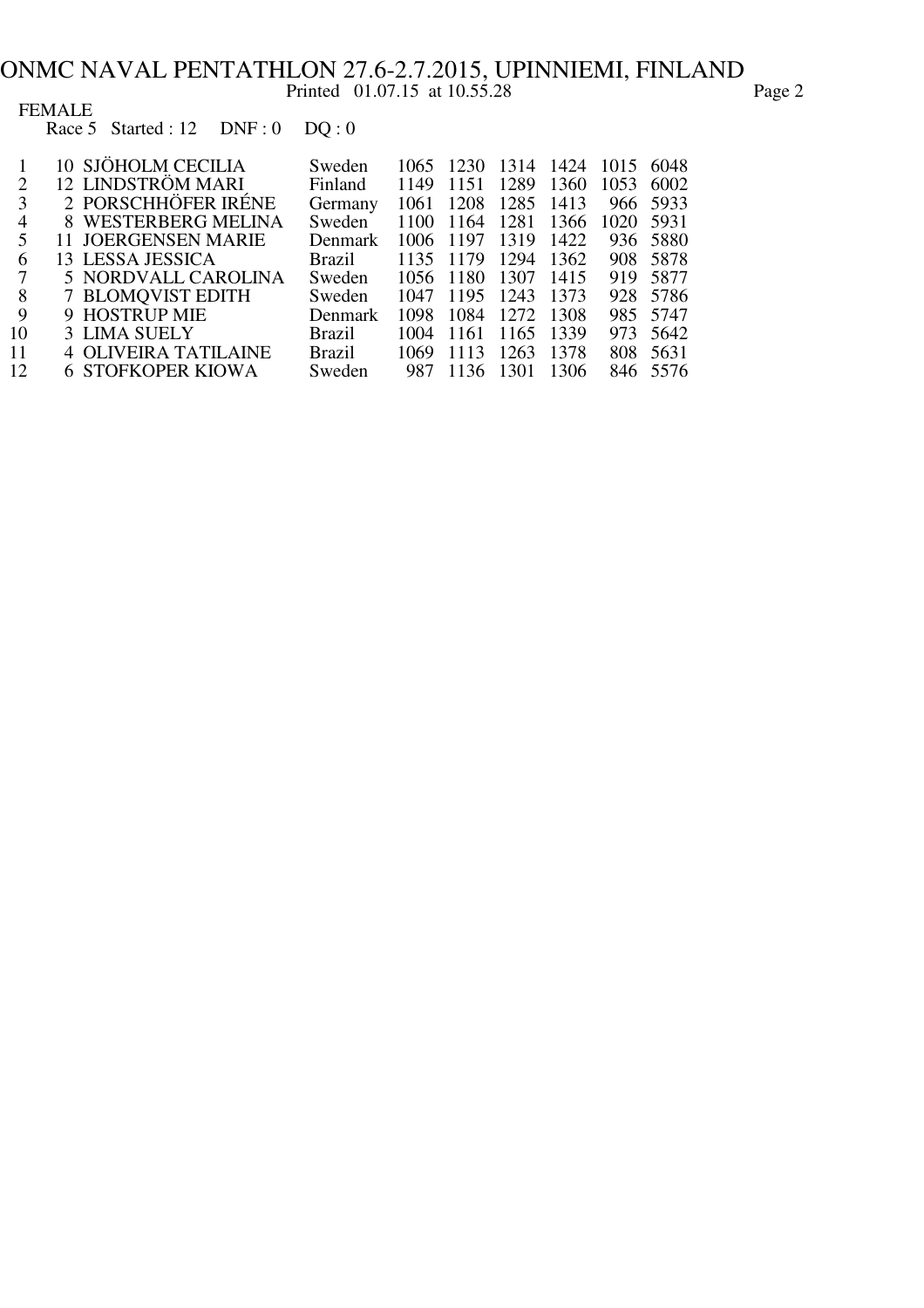# ONMC NAVAL PENTATHLON 27.6-2.7.2015, UPINNIEMI, FINLAND

Printed 01.07.15 at 10.55.28

FEMALE

Race 5 Started : 12 DNF : 0 DQ : 0

| | | | | | | | | | | |
|---|---|---|---|---|---|---|---|---|---|---|
| 1 | 10 | SJÖHOLM CECILIA | Sweden | 1065 | 1230 | 1314 | 1424 | 1015 | 6048 |
| 2 | 12 | LINDSTRÖM MARI | Finland | 1149 | 1151 | 1289 | 1360 | 1053 | 6002 |
| 3 | 2 | PORSCHHÖFER IRÉNE | Germany | 1061 | 1208 | 1285 | 1413 | 966 | 5933 |
| 4 | 8 | WESTERBERG MELINA | Sweden | 1100 | 1164 | 1281 | 1366 | 1020 | 5931 |
| 5 | 11 | JOERGENSEN MARIE | Denmark | 1006 | 1197 | 1319 | 1422 | 936 | 5880 |
| 6 | 13 | LESSA JESSICA | Brazil | 1135 | 1179 | 1294 | 1362 | 908 | 5878 |
| 7 | 5 | NORDVALL CAROLINA | Sweden | 1056 | 1180 | 1307 | 1415 | 919 | 5877 |
| 8 | 7 | BLOMQVIST EDITH | Sweden | 1047 | 1195 | 1243 | 1373 | 928 | 5786 |
| 9 | 9 | HOSTRUP MIE | Denmark | 1098 | 1084 | 1272 | 1308 | 985 | 5747 |
| 10 | 3 | LIMA SUELY | Brazil | 1004 | 1161 | 1165 | 1339 | 973 | 5642 |
| 11 | 4 | OLIVEIRA TATILAINE | Brazil | 1069 | 1113 | 1263 | 1378 | 808 | 5631 |
| 12 | 6 | STOFKOPER KIOWA | Sweden | 987 | 1136 | 1301 | 1306 | 846 | 5576 |